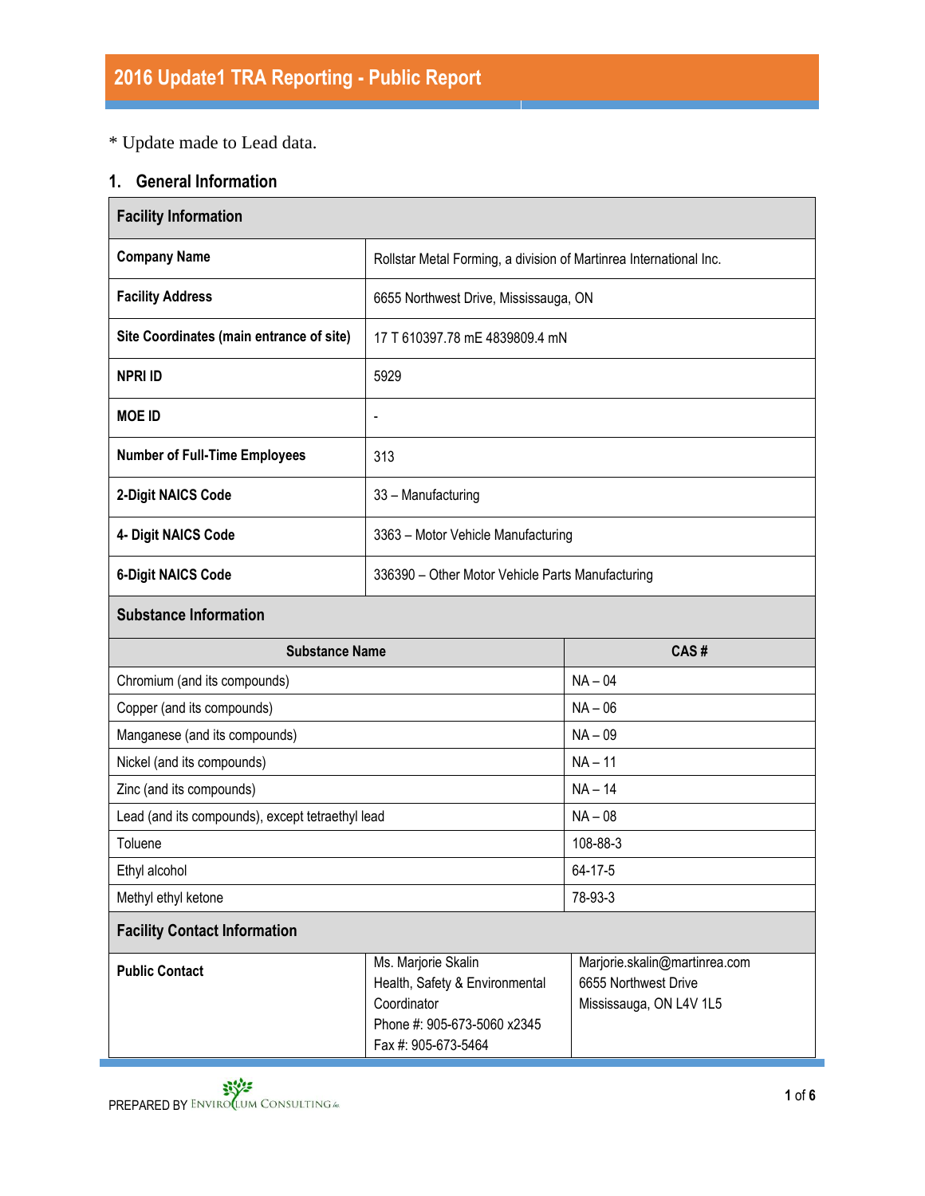# 2016 Update1 TRA Reporting - Public Report

* Update made to Lead data.

## 1. General Information

| Facility Information | |
|---|---|
| **Company Name** | Rollstar Metal Forming, a division of Martinrea International Inc. |
| **Facility Address** | 6655 Northwest Drive, Mississauga, ON |
| **Site Coordinates (main entrance of site)** | 17 T 610397.78 mE 4839809.4 mN |
| **NPRI ID** | 5929 |
| **MOE ID** | - |
| **Number of Full-Time Employees** | 313 |
| **2-Digit NAICS Code** | 33 – Manufacturing |
| **4- Digit NAICS Code** | 3363 – Motor Vehicle Manufacturing |
| **6-Digit NAICS Code** | 336390 – Other Motor Vehicle Parts Manufacturing |

**Substance Information**

| Substance Name | CAS # |
|---|---|
| Chromium (and its compounds) | NA – 04 |
| Copper (and its compounds) | NA – 06 |
| Manganese (and its compounds) | NA – 09 |
| Nickel (and its compounds) | NA – 11 |
| Zinc (and its compounds) | NA – 14 |
| Lead (and its compounds), except tetraethyl lead | NA – 08 |
| Toluene | 108-88-3 |
| Ethyl alcohol | 64-17-5 |
| Methyl ethyl ketone | 78-93-3 |

**Facility Contact Information**

| | | |
|---|---|---|
| **Public Contact** | Ms. Marjorie Skalin<br>Health, Safety & Environmental Coordinator<br>Phone #: 905-673-5060 x2345<br>Fax #: 905-673-5464 | Marjorie.skalin@martinrea.com<br>6655 Northwest Drive<br>Mississauga, ON L4V 1L5 |

PREPARED BY ENVIROCLUM CONSULTING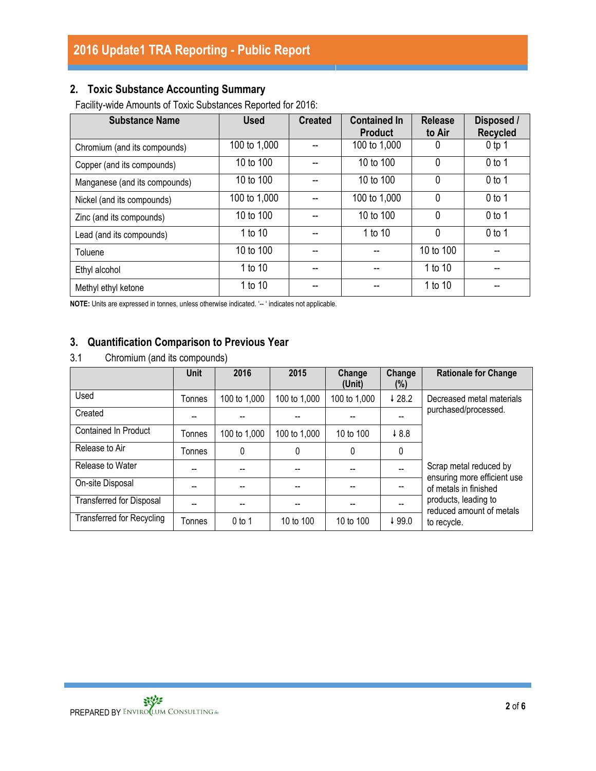## 2. Toxic Substance Accounting Summary

Facility-wide Amounts of Toxic Substances Reported for 2016:

| Substance Name | Used | Created | Contained In Product | Release to Air | Disposed / Recycled |
|---|---|---|---|---|---|
| Chromium (and its compounds) | 100 to 1,000 | -- | 100 to 1,000 | 0 | 0 tp 1 |
| Copper (and its compounds) | 10 to 100 | -- | 10 to 100 | 0 | 0 to 1 |
| Manganese (and its compounds) | 10 to 100 | -- | 10 to 100 | 0 | 0 to 1 |
| Nickel (and its compounds) | 100 to 1,000 | -- | 100 to 1,000 | 0 | 0 to 1 |
| Zinc (and its compounds) | 10 to 100 | -- | 10 to 100 | 0 | 0 to 1 |
| Lead (and its compounds) | 1 to 10 | -- | 1 to 10 | 0 | 0 to 1 |
| Toluene | 10 to 100 | -- | -- | 10 to 100 | -- |
| Ethyl alcohol | 1 to 10 | -- | -- | 1 to 10 | -- |
| Methyl ethyl ketone | 1 to 10 | -- | -- | 1 to 10 | -- |

**NOTE:** Units are expressed in tonnes, unless otherwise indicated. '-- ' indicates not applicable.

## 3. Quantification Comparison to Previous Year

### 3.1 Chromium (and its compounds)

| | Unit | 2016 | 2015 | Change (Unit) | Change (%) | Rationale for Change |
|---|---|---|---|---|---|---|
| Used | Tonnes | 100 to 1,000 | 100 to 1,000 | 100 to 1,000 | ↓ 28.2 | Decreased metal materials purchased/processed. |
| Created | -- | -- | -- | -- | -- | |
| Contained In Product | Tonnes | 100 to 1,000 | 100 to 1,000 | 10 to 100 | ↓ 8.8 | |
| Release to Air | Tonnes | 0 | 0 | 0 | 0 | |
| Release to Water | -- | -- | -- | -- | -- | Scrap metal reduced by ensuring more efficient use of metals in finished products, leading to reduced amount of metals to recycle. |
| On-site Disposal | -- | -- | -- | -- | -- | |
| Transferred for Disposal | -- | -- | -- | -- | -- | |
| Transferred for Recycling | Tonnes | 0 to 1 | 10 to 100 | 10 to 100 | ↓ 99.0 | |

PREPARED BY ENVIROCLUM CONSULTING Inc.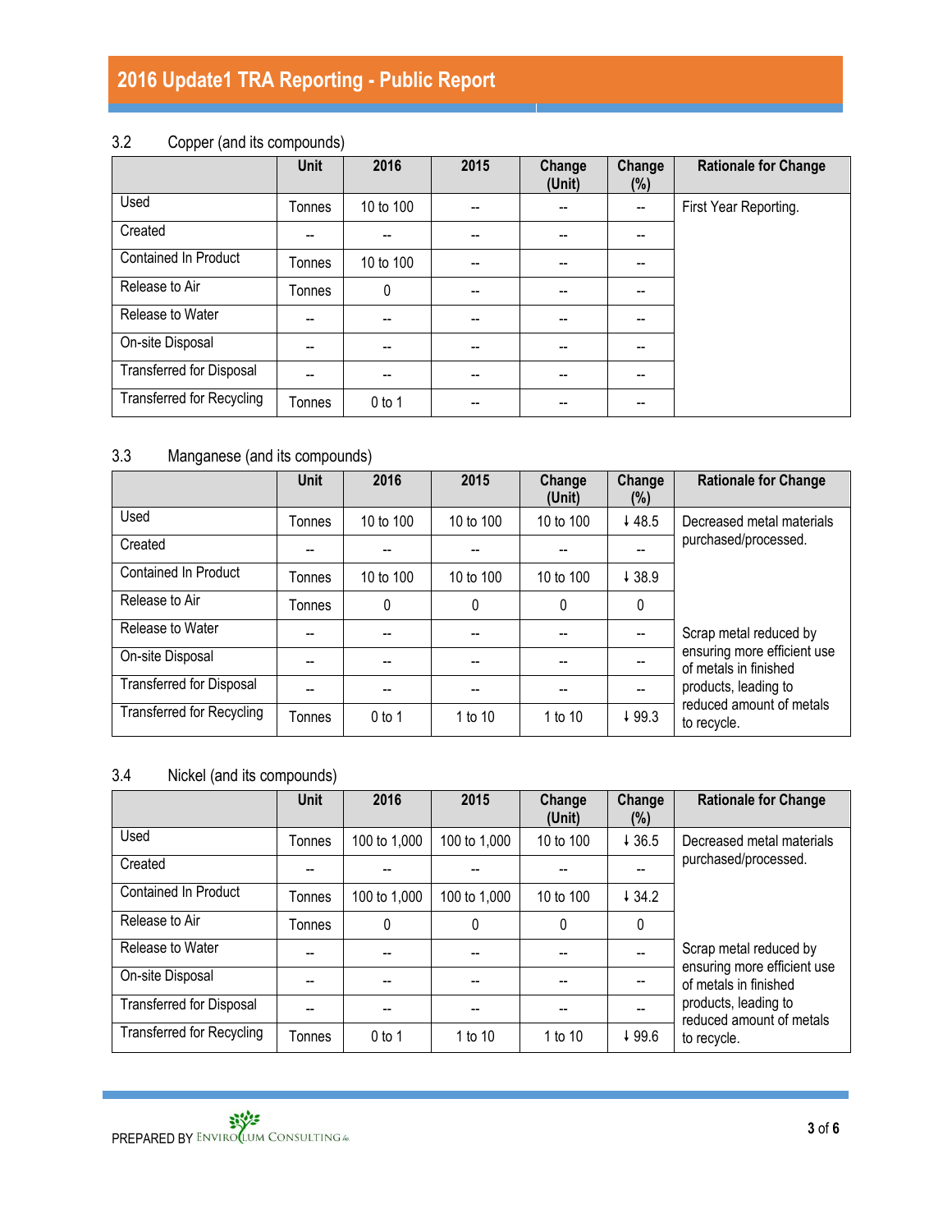## 3.2 Copper (and its compounds)

| | Unit | 2016 | 2015 | Change (Unit) | Change (%) | Rationale for Change |
|---|---|---|---|---|---|---|
| Used | Tonnes | 10 to 100 | -- | -- | -- | First Year Reporting. |
| Created | -- | -- | -- | -- | -- | |
| Contained In Product | Tonnes | 10 to 100 | -- | -- | -- | |
| Release to Air | Tonnes | 0 | -- | -- | -- | |
| Release to Water | -- | -- | -- | -- | -- | |
| On-site Disposal | -- | -- | -- | -- | -- | |
| Transferred for Disposal | -- | -- | -- | -- | -- | |
| Transferred for Recycling | Tonnes | 0 to 1 | -- | -- | -- | |

## 3.3 Manganese (and its compounds)

| | Unit | 2016 | 2015 | Change (Unit) | Change (%) | Rationale for Change |
|---|---|---|---|---|---|---|
| Used | Tonnes | 10 to 100 | 10 to 100 | 10 to 100 | ↓ 48.5 | Decreased metal materials purchased/processed. |
| Created | -- | -- | -- | -- | -- | |
| Contained In Product | Tonnes | 10 to 100 | 10 to 100 | 10 to 100 | ↓ 38.9 | |
| Release to Air | Tonnes | 0 | 0 | 0 | 0 | |
| Release to Water | -- | -- | -- | -- | -- | Scrap metal reduced by ensuring more efficient use of metals in finished products, leading to reduced amount of metals to recycle. |
| On-site Disposal | -- | -- | -- | -- | -- | |
| Transferred for Disposal | -- | -- | -- | -- | -- | |
| Transferred for Recycling | Tonnes | 0 to 1 | 1 to 10 | 1 to 10 | ↓ 99.3 | |

## 3.4 Nickel (and its compounds)

| | Unit | 2016 | 2015 | Change (Unit) | Change (%) | Rationale for Change |
|---|---|---|---|---|---|---|
| Used | Tonnes | 100 to 1,000 | 100 to 1,000 | 10 to 100 | ↓ 36.5 | Decreased metal materials purchased/processed. |
| Created | -- | -- | -- | -- | -- | |
| Contained In Product | Tonnes | 100 to 1,000 | 100 to 1,000 | 10 to 100 | ↓ 34.2 | |
| Release to Air | Tonnes | 0 | 0 | 0 | 0 | |
| Release to Water | -- | -- | -- | -- | -- | Scrap metal reduced by ensuring more efficient use of metals in finished products, leading to reduced amount of metals to recycle. |
| On-site Disposal | -- | -- | -- | -- | -- | |
| Transferred for Disposal | -- | -- | -- | -- | -- | |
| Transferred for Recycling | Tonnes | 0 to 1 | 1 to 10 | 1 to 10 | ↓ 99.6 | |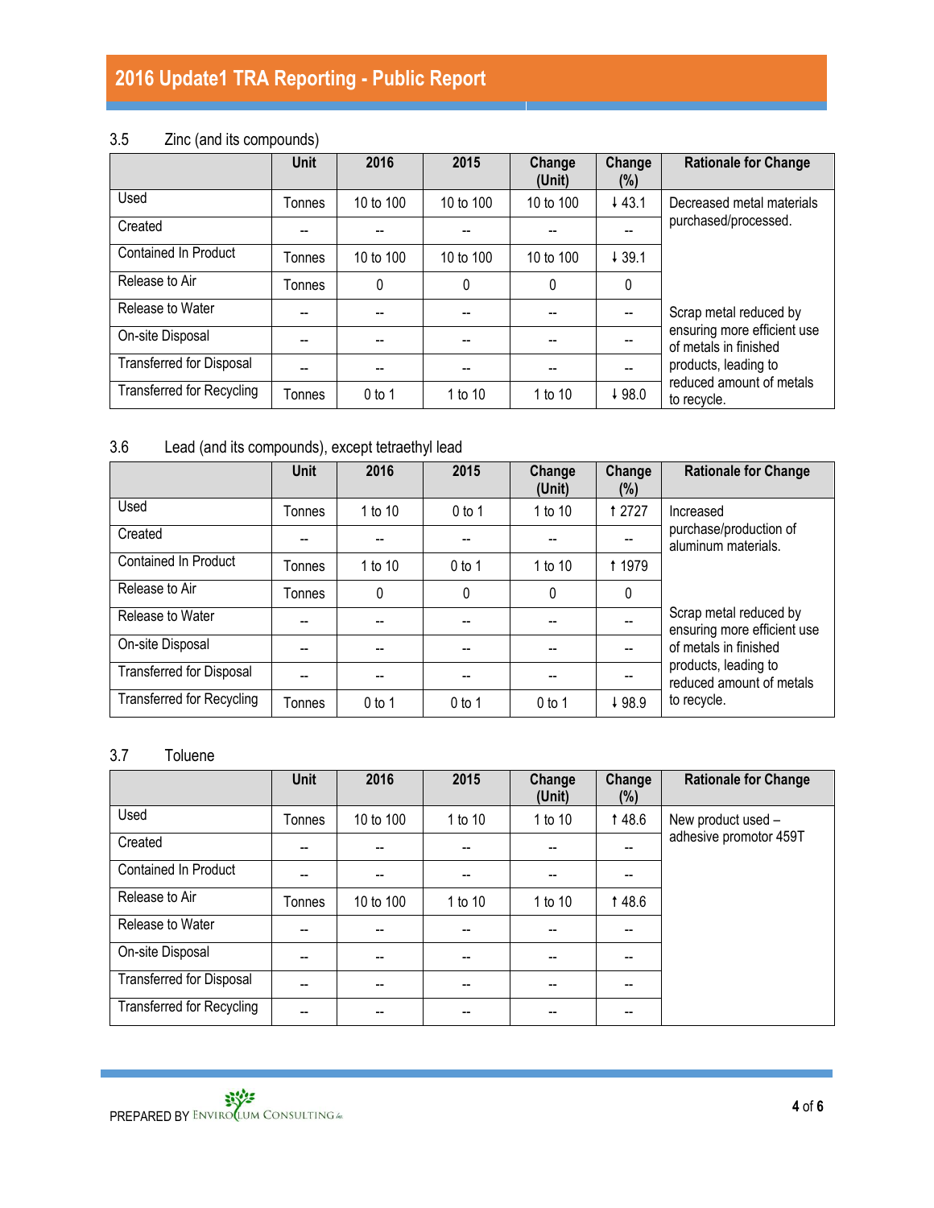### 3.5 Zinc (and its compounds)

| | Unit | 2016 | 2015 | Change (Unit) | Change (%) | Rationale for Change |
|---|---|---|---|---|---|---|
| Used | Tonnes | 10 to 100 | 10 to 100 | 10 to 100 | ↓ 43.1 | Decreased metal materials purchased/processed. |
| Created | -- | -- | -- | -- | -- | |
| Contained In Product | Tonnes | 10 to 100 | 10 to 100 | 10 to 100 | ↓ 39.1 | |
| Release to Air | Tonnes | 0 | 0 | 0 | 0 | |
| Release to Water | -- | -- | -- | -- | -- | Scrap metal reduced by ensuring more efficient use of metals in finished products, leading to reduced amount of metals to recycle. |
| On-site Disposal | -- | -- | -- | -- | -- | |
| Transferred for Disposal | -- | -- | -- | -- | -- | |
| Transferred for Recycling | Tonnes | 0 to 1 | 1 to 10 | 1 to 10 | ↓ 98.0 | |

### 3.6 Lead (and its compounds), except tetraethyl lead

| | Unit | 2016 | 2015 | Change (Unit) | Change (%) | Rationale for Change |
|---|---|---|---|---|---|---|
| Used | Tonnes | 1 to 10 | 0 to 1 | 1 to 10 | ↑ 2727 | Increased purchase/production of aluminum materials. |
| Created | -- | -- | -- | -- | -- | |
| Contained In Product | Tonnes | 1 to 10 | 0 to 1 | 1 to 10 | ↑ 1979 | |
| Release to Air | Tonnes | 0 | 0 | 0 | 0 | |
| Release to Water | -- | -- | -- | -- | -- | Scrap metal reduced by ensuring more efficient use of metals in finished products, leading to reduced amount of metals to recycle. |
| On-site Disposal | -- | -- | -- | -- | -- | |
| Transferred for Disposal | -- | -- | -- | -- | -- | |
| Transferred for Recycling | Tonnes | 0 to 1 | 0 to 1 | 0 to 1 | ↓ 98.9 | |

### 3.7 Toluene

| | Unit | 2016 | 2015 | Change (Unit) | Change (%) | Rationale for Change |
|---|---|---|---|---|---|---|
| Used | Tonnes | 10 to 100 | 1 to 10 | 1 to 10 | ↑ 48.6 | New product used – adhesive promotor 459T |
| Created | -- | -- | -- | -- | -- | |
| Contained In Product | -- | -- | -- | -- | -- | |
| Release to Air | Tonnes | 10 to 100 | 1 to 10 | 1 to 10 | ↑ 48.6 | |
| Release to Water | -- | -- | -- | -- | -- | |
| On-site Disposal | -- | -- | -- | -- | -- | |
| Transferred for Disposal | -- | -- | -- | -- | -- | |
| Transferred for Recycling | -- | -- | -- | -- | -- | |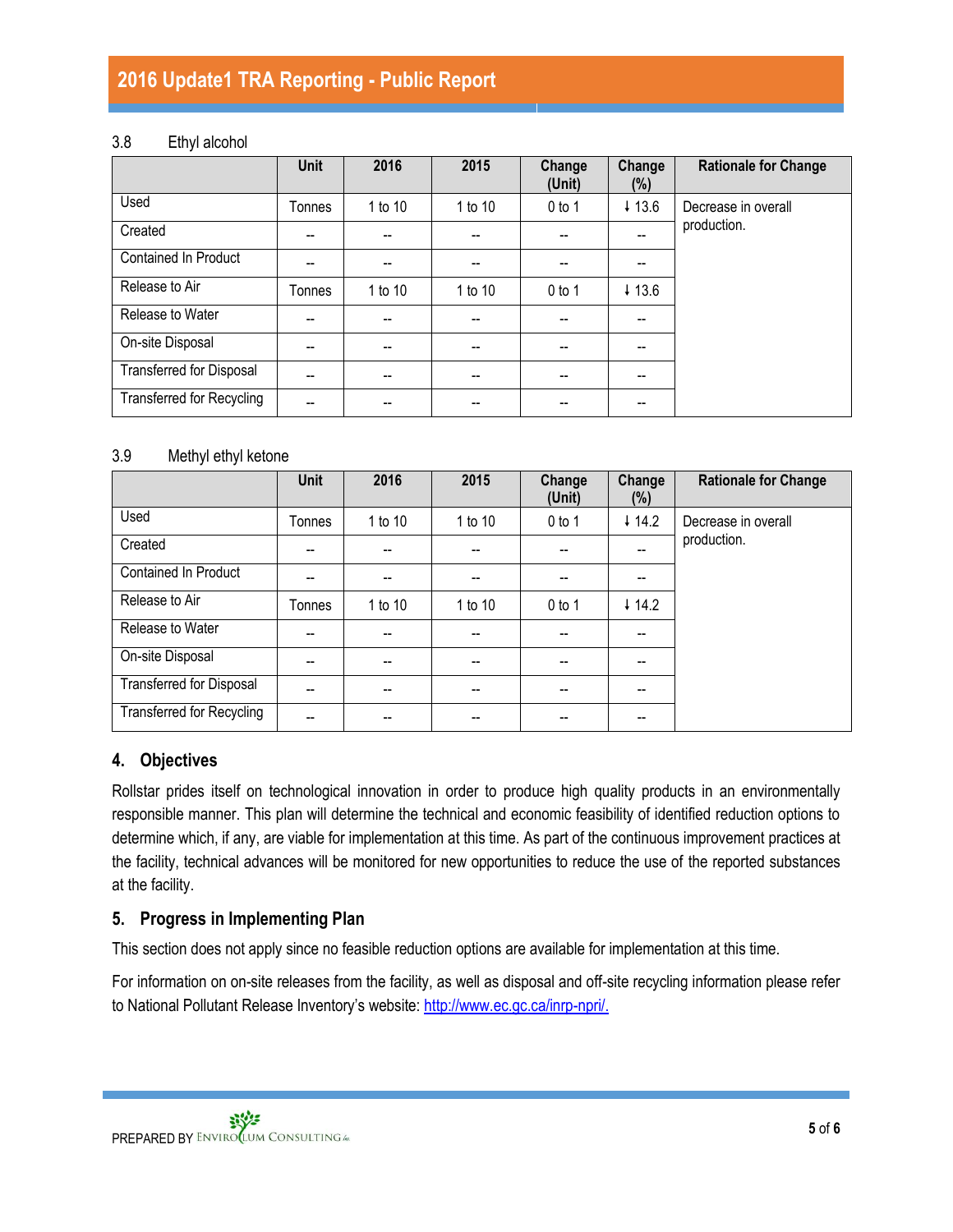### 3.8 Ethyl alcohol

| | Unit | 2016 | 2015 | Change (Unit) | Change (%) | Rationale for Change |
|---|---|---|---|---|---|---|
| Used | Tonnes | 1 to 10 | 1 to 10 | 0 to 1 | ↓ 13.6 | Decrease in overall production. |
| Created | -- | -- | -- | -- | -- | |
| Contained In Product | -- | -- | -- | -- | -- | |
| Release to Air | Tonnes | 1 to 10 | 1 to 10 | 0 to 1 | ↓ 13.6 | |
| Release to Water | -- | -- | -- | -- | -- | |
| On-site Disposal | -- | -- | -- | -- | -- | |
| Transferred for Disposal | -- | -- | -- | -- | -- | |
| Transferred for Recycling | -- | -- | -- | -- | -- | |

### 3.9 Methyl ethyl ketone

| | Unit | 2016 | 2015 | Change (Unit) | Change (%) | Rationale for Change |
|---|---|---|---|---|---|---|
| Used | Tonnes | 1 to 10 | 1 to 10 | 0 to 1 | ↓ 14.2 | Decrease in overall production. |
| Created | -- | -- | -- | -- | -- | |
| Contained In Product | -- | -- | -- | -- | -- | |
| Release to Air | Tonnes | 1 to 10 | 1 to 10 | 0 to 1 | ↓ 14.2 | |
| Release to Water | -- | -- | -- | -- | -- | |
| On-site Disposal | -- | -- | -- | -- | -- | |
| Transferred for Disposal | -- | -- | -- | -- | -- | |
| Transferred for Recycling | -- | -- | -- | -- | -- | |

## 4. Objectives

Rollstar prides itself on technological innovation in order to produce high quality products in an environmentally responsible manner. This plan will determine the technical and economic feasibility of identified reduction options to determine which, if any, are viable for implementation at this time. As part of the continuous improvement practices at the facility, technical advances will be monitored for new opportunities to reduce the use of the reported substances at the facility.

## 5. Progress in Implementing Plan

This section does not apply since no feasible reduction options are available for implementation at this time.

For information on on-site releases from the facility, as well as disposal and off-site recycling information please refer to National Pollutant Release Inventory's website: http://www.ec.gc.ca/inrp-npri/.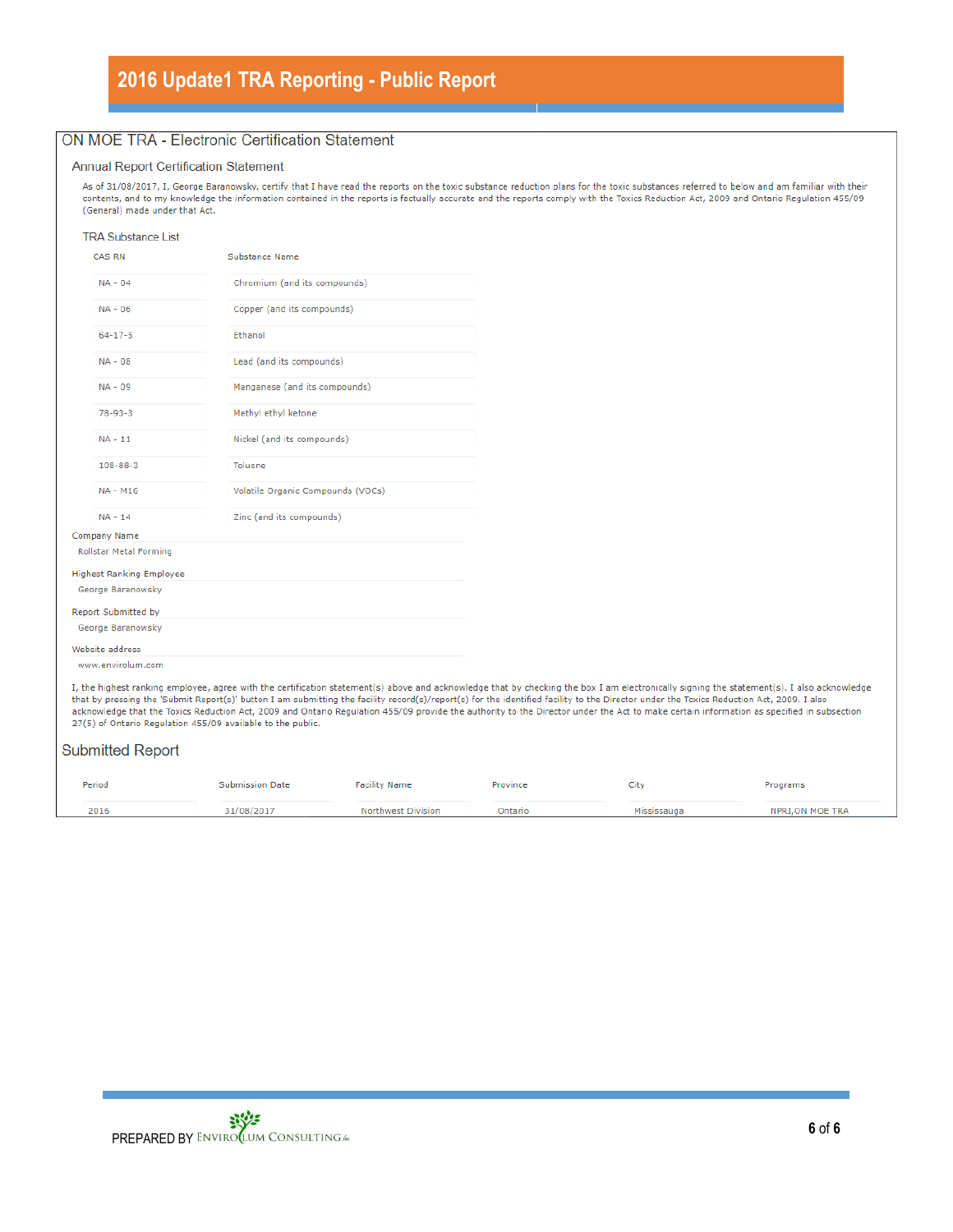# 2016 Update1 TRA Reporting - Public Report

## ON MOE TRA - Electronic Certification Statement

### Annual Report Certification Statement

As of 31/08/2017, I, George Baranowsky, certify that I have read the reports on the toxic substance reduction plans for the toxic substances referred to below and am familiar with their contents, and to my knowledge the information contained in the reports is factually accurate and the reports comply with the Toxics Reduction Act, 2009 and Ontario Regulation 455/09 (General) made under that Act.

#### TRA Substance List

| CAS RN | Substance Name |
|---|---|
| NA - 04 | Chromium (and its compounds) |
| NA - 06 | Copper (and its compounds) |
| 64-17-5 | Ethanol |
| NA - 08 | Lead (and its compounds) |
| NA - 09 | Manganese (and its compounds) |
| 78-93-3 | Methyl ethyl ketone |
| NA - 11 | Nickel (and its compounds) |
| 108-88-3 | Toluene |
| NA - M16 | Volatile Organic Compounds (VOCs) |
| NA - 14 | Zinc (and its compounds) |

Company Name

Rollstar Metal Forming

Highest Ranking Employee

George Baranowsky

Report Submitted by

George Baranowsky

Website address

www.envirolum.com

I, the highest ranking employee, agree with the certification statement(s) above and acknowledge that by checking the box I am electronically signing the statement(s). I also acknowledge that by pressing the 'Submit Report(s)' button I am submitting the facility record(s)/report(s) for the identified facility to the Director under the Toxics Reduction Act, 2009. I also acknowledge that the Toxics Reduction Act, 2009 and Ontario Regulation 455/09 provide the authority to the Director under the Act to make certain information as specified in subsection 27(5) of Ontario Regulation 455/09 available to the public.

## Submitted Report

| Period | Submission Date | Facility Name | Province | City | Programs |
|---|---|---|---|---|---|
| 2016 | 31/08/2017 | Northwest Division | Ontario | Mississauga | NPRI,ON MOE TRA |

PREPARED BY ENVIROLUM CONSULTING Inc.